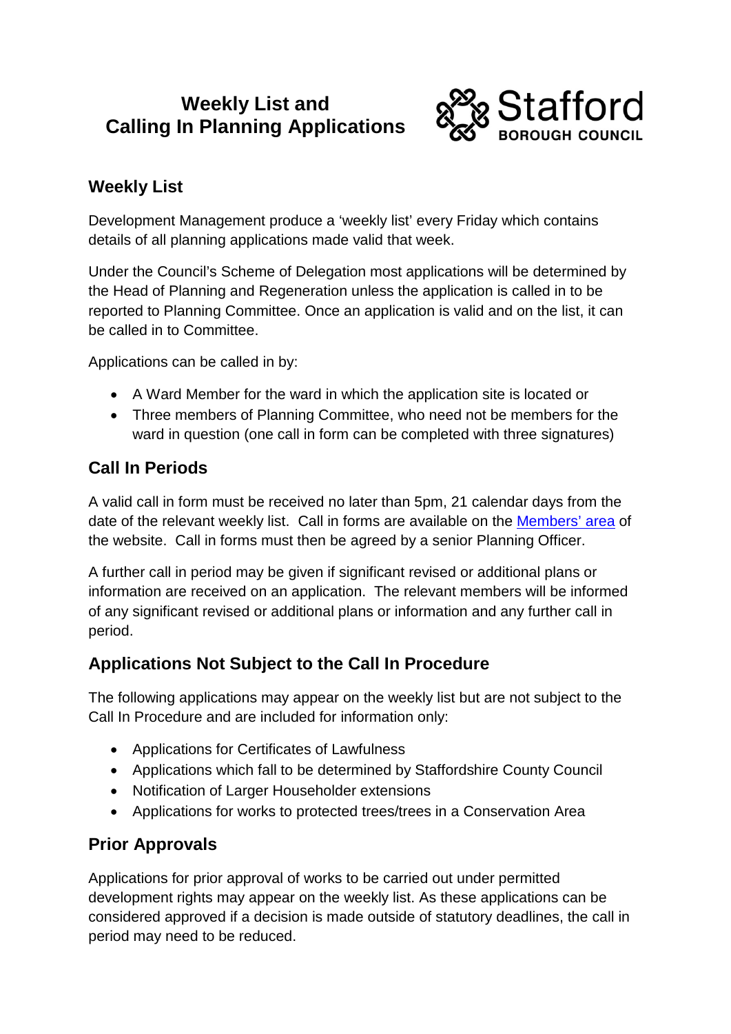# Weekly List and Calling In Planning Applications

Stafford BOROUGH COUNCIL

## Weekly List

Development Management produce a 'weekly list' every Friday which contains details of all planning applications made valid that week.

Under the Council's Scheme of Delegation most applications will be determined by the Head of Planning and Regeneration unless the application is called in to be reported to Planning Committee. Once an application is valid and on the list, it can be called in to Committee.

Applications can be called in by:

- A Ward Member for the ward in which the application site is located or
- Three members of Planning Committee, who need not be members for the ward in question (one call in form can be completed with three signatures)

## Call In Periods

A valid call in form must be received no later than 5pm, 21 calendar days from the date of the relevant weekly list. Call in forms are available on the Members' area of the website. Call in forms must then be agreed by a senior Planning Officer.

A further call in period may be given if significant revised or additional plans or information are received on an application. The relevant members will be informed of any significant revised or additional plans or information and any further call in period.

## Applications Not Subject to the Call In Procedure

The following applications may appear on the weekly list but are not subject to the Call In Procedure and are included for information only:

- Applications for Certificates of Lawfulness
- Applications which fall to be determined by Staffordshire County Council
- Notification of Larger Householder extensions
- Applications for works to protected trees/trees in a Conservation Area

## Prior Approvals

Applications for prior approval of works to be carried out under permitted development rights may appear on the weekly list. As these applications can be considered approved if a decision is made outside of statutory deadlines, the call in period may need to be reduced.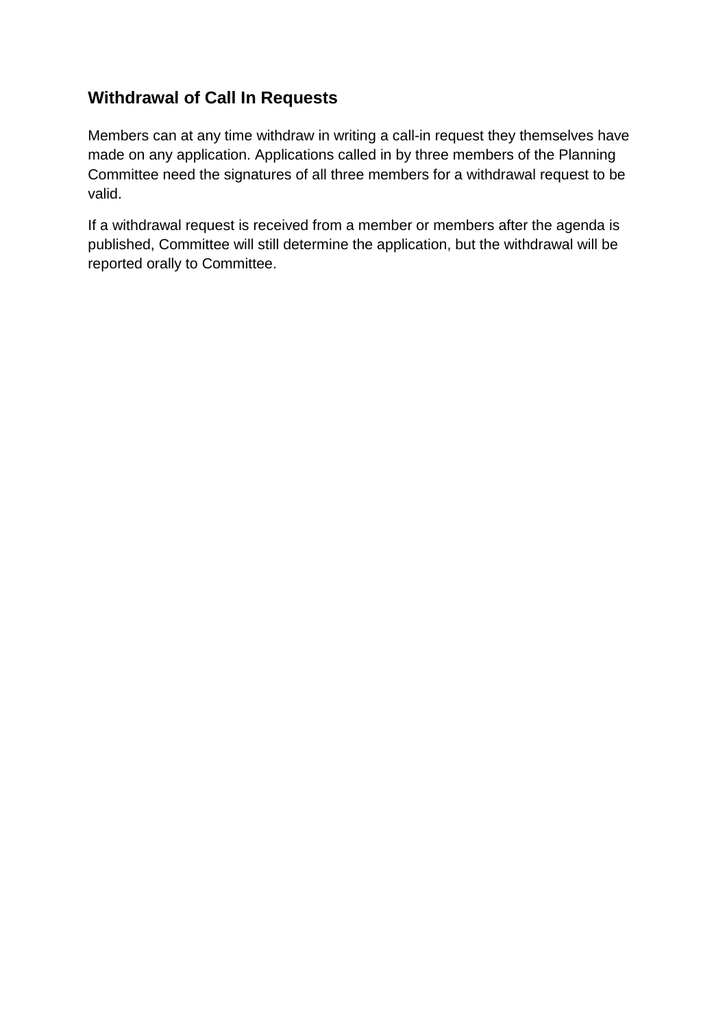## Withdrawal of Call In Requests

Members can at any time withdraw in writing a call-in request they themselves have made on any application. Applications called in by three members of the Planning Committee need the signatures of all three members for a withdrawal request to be valid.

If a withdrawal request is received from a member or members after the agenda is published, Committee will still determine the application, but the withdrawal will be reported orally to Committee.